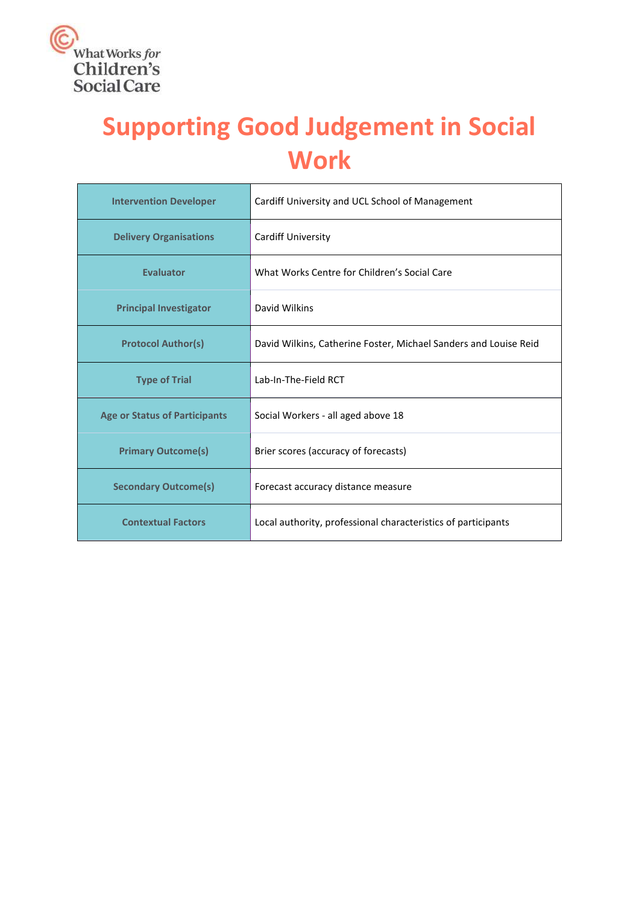What Works *for* Children's Social Care

# Supporting Good Judgement in Social Work

| | |
|---|---|
| **Intervention Developer** | Cardiff University and UCL School of Management |
| **Delivery Organisations** | Cardiff University |
| **Evaluator** | What Works Centre for Children's Social Care |
| **Principal Investigator** | David Wilkins |
| **Protocol Author(s)** | David Wilkins, Catherine Foster, Michael Sanders and Louise Reid |
| **Type of Trial** | Lab-In-The-Field RCT |
| **Age or Status of Participants** | Social Workers - all aged above 18 |
| **Primary Outcome(s)** | Brier scores (accuracy of forecasts) |
| **Secondary Outcome(s)** | Forecast accuracy distance measure |
| **Contextual Factors** | Local authority, professional characteristics of participants |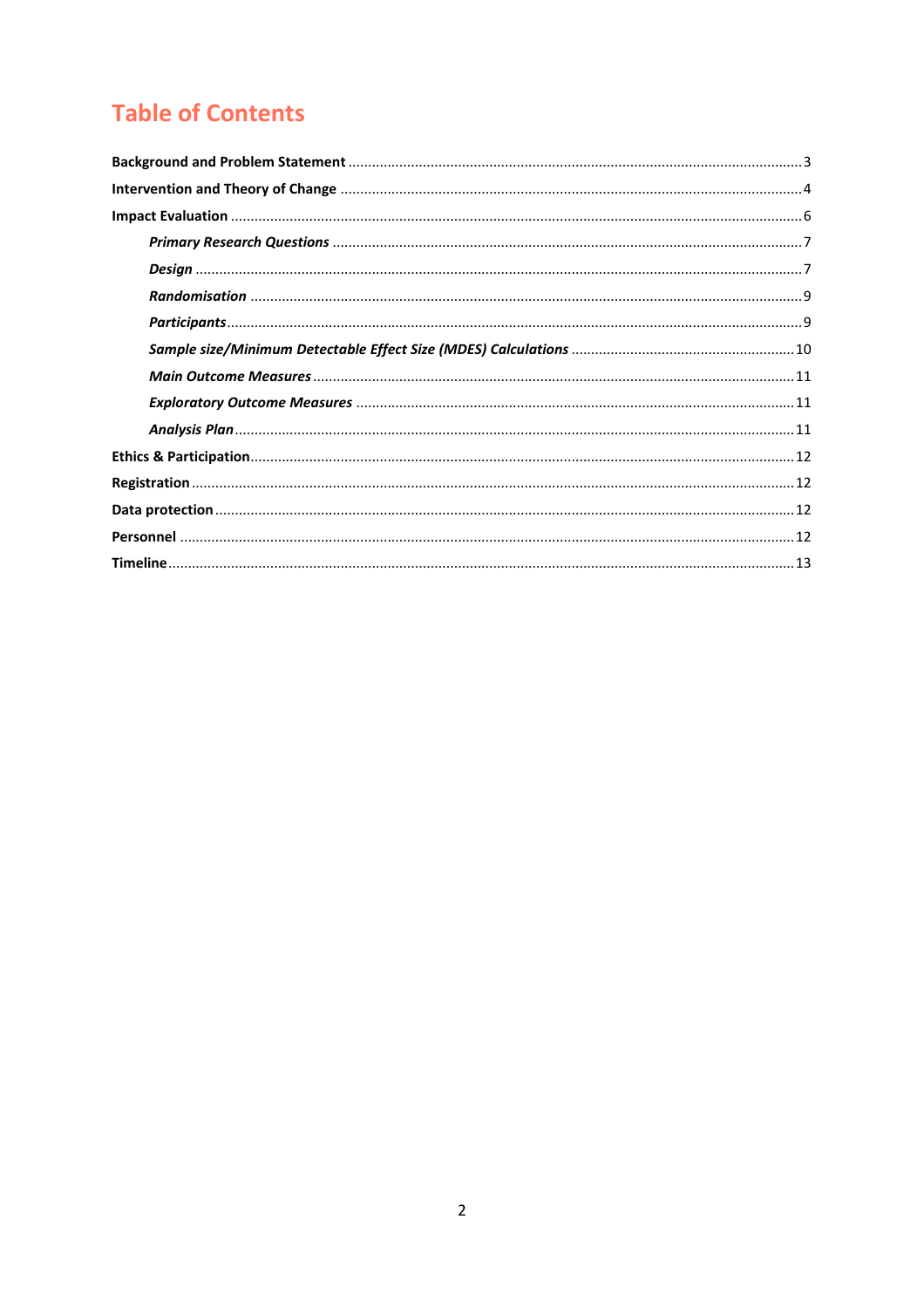# Table of Contents

**Background and Problem Statement** ........ 3

**Intervention and Theory of Change** ........ 4

**Impact Evaluation** ........ 6

- ***Primary Research Questions*** ........ 7
- ***Design*** ........ 7
- ***Randomisation*** ........ 9
- ***Participants*** ........ 9
- ***Sample size/Minimum Detectable Effect Size (MDES) Calculations*** ........ 10
- ***Main Outcome Measures*** ........ 11
- ***Exploratory Outcome Measures*** ........ 11
- ***Analysis Plan*** ........ 11

**Ethics & Participation** ........ 12

**Registration** ........ 12

**Data protection** ........ 12

**Personnel** ........ 12

**Timeline** ........ 13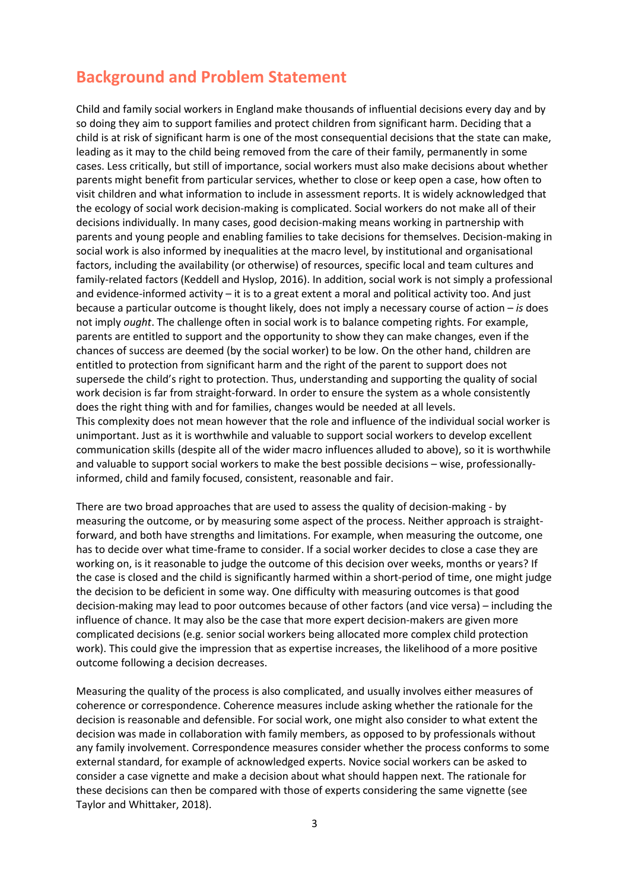## Background and Problem Statement

Child and family social workers in England make thousands of influential decisions every day and by so doing they aim to support families and protect children from significant harm. Deciding that a child is at risk of significant harm is one of the most consequential decisions that the state can make, leading as it may to the child being removed from the care of their family, permanently in some cases. Less critically, but still of importance, social workers must also make decisions about whether parents might benefit from particular services, whether to close or keep open a case, how often to visit children and what information to include in assessment reports. It is widely acknowledged that the ecology of social work decision-making is complicated. Social workers do not make all of their decisions individually. In many cases, good decision-making means working in partnership with parents and young people and enabling families to take decisions for themselves. Decision-making in social work is also informed by inequalities at the macro level, by institutional and organisational factors, including the availability (or otherwise) of resources, specific local and team cultures and family-related factors (Keddell and Hyslop, 2016). In addition, social work is not simply a professional and evidence-informed activity – it is to a great extent a moral and political activity too. And just because a particular outcome is thought likely, does not imply a necessary course of action – *is* does not imply *ought*. The challenge often in social work is to balance competing rights. For example, parents are entitled to support and the opportunity to show they can make changes, even if the chances of success are deemed (by the social worker) to be low. On the other hand, children are entitled to protection from significant harm and the right of the parent to support does not supersede the child's right to protection. Thus, understanding and supporting the quality of social work decision is far from straight-forward. In order to ensure the system as a whole consistently does the right thing with and for families, changes would be needed at all levels.

This complexity does not mean however that the role and influence of the individual social worker is unimportant. Just as it is worthwhile and valuable to support social workers to develop excellent communication skills (despite all of the wider macro influences alluded to above), so it is worthwhile and valuable to support social workers to make the best possible decisions – wise, professionally-informed, child and family focused, consistent, reasonable and fair.

There are two broad approaches that are used to assess the quality of decision-making - by measuring the outcome, or by measuring some aspect of the process. Neither approach is straight-forward, and both have strengths and limitations. For example, when measuring the outcome, one has to decide over what time-frame to consider. If a social worker decides to close a case they are working on, is it reasonable to judge the outcome of this decision over weeks, months or years? If the case is closed and the child is significantly harmed within a short-period of time, one might judge the decision to be deficient in some way. One difficulty with measuring outcomes is that good decision-making may lead to poor outcomes because of other factors (and vice versa) – including the influence of chance. It may also be the case that more expert decision-makers are given more complicated decisions (e.g. senior social workers being allocated more complex child protection work). This could give the impression that as expertise increases, the likelihood of a more positive outcome following a decision decreases.

Measuring the quality of the process is also complicated, and usually involves either measures of coherence or correspondence. Coherence measures include asking whether the rationale for the decision is reasonable and defensible. For social work, one might also consider to what extent the decision was made in collaboration with family members, as opposed to by professionals without any family involvement. Correspondence measures consider whether the process conforms to some external standard, for example of acknowledged experts. Novice social workers can be asked to consider a case vignette and make a decision about what should happen next. The rationale for these decisions can then be compared with those of experts considering the same vignette (see Taylor and Whittaker, 2018).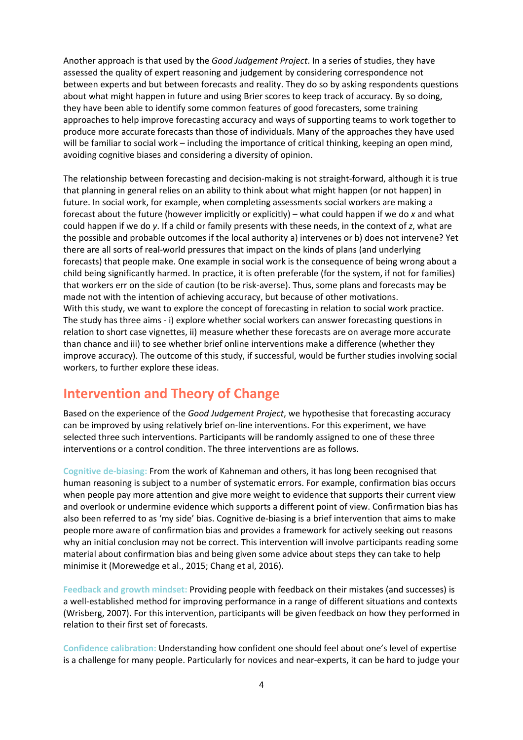Another approach is that used by the *Good Judgement Project*. In a series of studies, they have assessed the quality of expert reasoning and judgement by considering correspondence not between experts and but between forecasts and reality. They do so by asking respondents questions about what might happen in future and using Brier scores to keep track of accuracy. By so doing, they have been able to identify some common features of good forecasters, some training approaches to help improve forecasting accuracy and ways of supporting teams to work together to produce more accurate forecasts than those of individuals. Many of the approaches they have used will be familiar to social work – including the importance of critical thinking, keeping an open mind, avoiding cognitive biases and considering a diversity of opinion.

The relationship between forecasting and decision-making is not straight-forward, although it is true that planning in general relies on an ability to think about what might happen (or not happen) in future. In social work, for example, when completing assessments social workers are making a forecast about the future (however implicitly or explicitly) – what could happen if we do *x* and what could happen if we do *y*. If a child or family presents with these needs, in the context of *z*, what are the possible and probable outcomes if the local authority a) intervenes or b) does not intervene? Yet there are all sorts of real-world pressures that impact on the kinds of plans (and underlying forecasts) that people make. One example in social work is the consequence of being wrong about a child being significantly harmed. In practice, it is often preferable (for the system, if not for families) that workers err on the side of caution (to be risk-averse). Thus, some plans and forecasts may be made not with the intention of achieving accuracy, but because of other motivations.
With this study, we want to explore the concept of forecasting in relation to social work practice. The study has three aims - i) explore whether social workers can answer forecasting questions in relation to short case vignettes, ii) measure whether these forecasts are on average more accurate than chance and iii) to see whether brief online interventions make a difference (whether they improve accuracy). The outcome of this study, if successful, would be further studies involving social workers, to further explore these ideas.

## Intervention and Theory of Change

Based on the experience of the *Good Judgement Project*, we hypothesise that forecasting accuracy can be improved by using relatively brief on-line interventions. For this experiment, we have selected three such interventions. Participants will be randomly assigned to one of these three interventions or a control condition. The three interventions are as follows.

**Cognitive de-biasing:** From the work of Kahneman and others, it has long been recognised that human reasoning is subject to a number of systematic errors. For example, confirmation bias occurs when people pay more attention and give more weight to evidence that supports their current view and overlook or undermine evidence which supports a different point of view. Confirmation bias has also been referred to as 'my side' bias. Cognitive de-biasing is a brief intervention that aims to make people more aware of confirmation bias and provides a framework for actively seeking out reasons why an initial conclusion may not be correct. This intervention will involve participants reading some material about confirmation bias and being given some advice about steps they can take to help minimise it (Morewedge et al., 2015; Chang et al, 2016).

**Feedback and growth mindset:** Providing people with feedback on their mistakes (and successes) is a well-established method for improving performance in a range of different situations and contexts (Wrisberg, 2007). For this intervention, participants will be given feedback on how they performed in relation to their first set of forecasts.

**Confidence calibration:** Understanding how confident one should feel about one's level of expertise is a challenge for many people. Particularly for novices and near-experts, it can be hard to judge your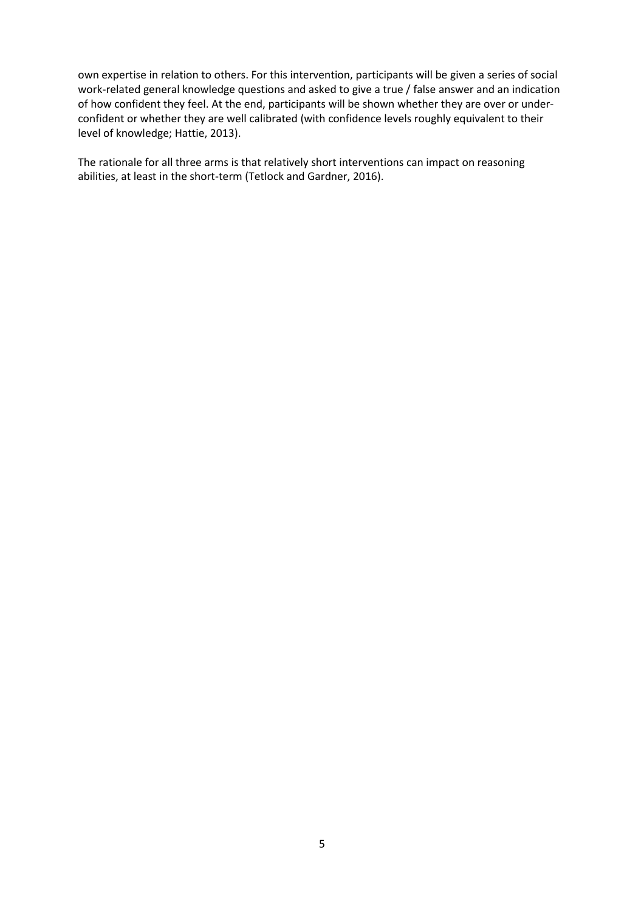own expertise in relation to others. For this intervention, participants will be given a series of social work-related general knowledge questions and asked to give a true / false answer and an indication of how confident they feel. At the end, participants will be shown whether they are over or under-confident or whether they are well calibrated (with confidence levels roughly equivalent to their level of knowledge; Hattie, 2013).

The rationale for all three arms is that relatively short interventions can impact on reasoning abilities, at least in the short-term (Tetlock and Gardner, 2016).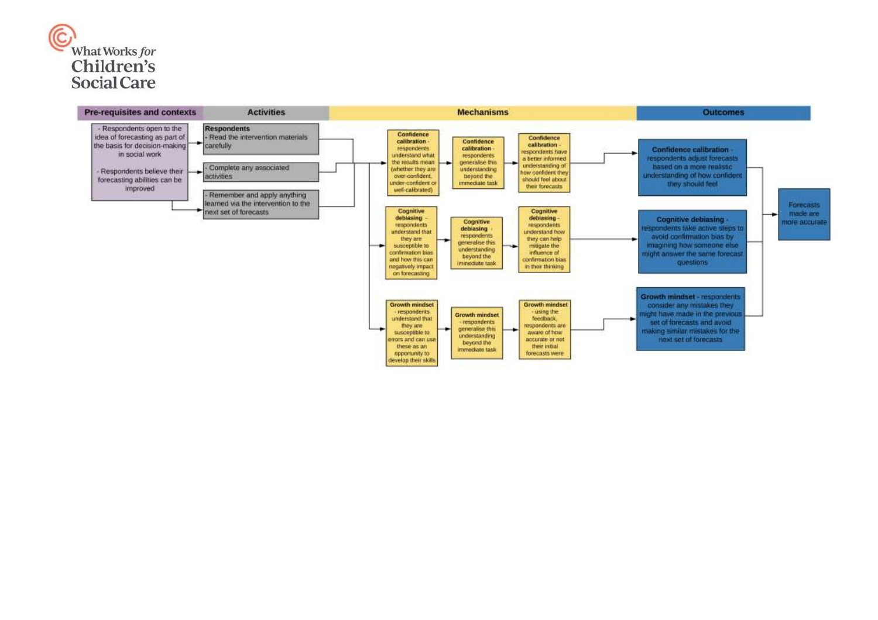What Works *for* Children's Social Care

## Pre-requisites and contexts

- Respondents open to the idea of forecasting as part of the basis for decision-making in social work
- Respondents believe their forecasting abilities can be improved

## Activities

**Respondents**

- Read the intervention materials carefully
- Complete any associated activities
- Remember and apply anything learned via the intervention to the next set of forecasts

## Mechanisms

**Confidence calibration** - respondents understand what the results mean (whether they are over-confident, under-confident or well-calibrated) → **Confidence calibration** - respondents generalise this understanding beyond the immediate task → **Confidence calibration** - respondents have a better informed understanding of how confident they should feel about their forecasts

**Cognitive debiasing** - respondents understand that they are susceptible to confirmation bias and how this can negatively impact on forecasting → **Cognitive debiasing** - respondents generalise this understanding beyond the immediate task → **Cognitive debiasing** - respondents understand how they can help mitigate the influence of confirmation bias in their thinking

**Growth mindset** - respondents understand that they are susceptible to errors and can use these as an opportunity to develop their skills → **Growth mindset** - respondents generalise this understanding beyond the immediate task → **Growth mindset** - using the feedback, respondents are aware of how accurate or not their initial forecasts were

## Outcomes

**Confidence calibration** - respondents adjust forecasts based on a more realistic understanding of how confident they should feel

**Cognitive debiasing** - respondents take active steps to avoid confirmation bias by imagining how someone else might answer the same forecast questions

**Growth mindset** - respondents consider any mistakes they might have made in the previous set of forecasts and avoid making similar mistakes for the next set of forecasts

→ Forecasts made are more accurate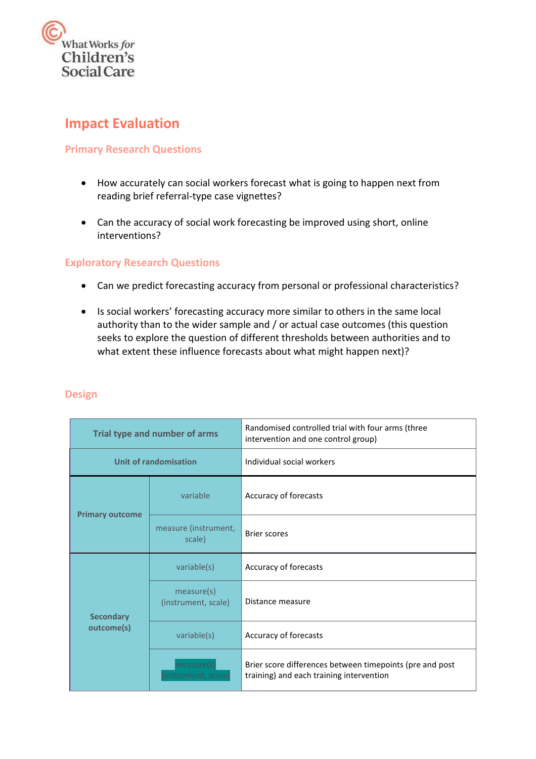What Works for Children's Social Care

# Impact Evaluation

## Primary Research Questions

- How accurately can social workers forecast what is going to happen next from reading brief referral-type case vignettes?
- Can the accuracy of social work forecasting be improved using short, online interventions?

## Exploratory Research Questions

- Can we predict forecasting accuracy from personal or professional characteristics?
- Is social workers' forecasting accuracy more similar to others in the same local authority than to the wider sample and / or actual case outcomes (this question seeks to explore the question of different thresholds between authorities and to what extent these influence forecasts about what might happen next)?

## Design

| Trial type and number of arms | | Randomised controlled trial with four arms (three intervention and one control group) |
|---|---|---|
| Unit of randomisation | | Individual social workers |
| Primary outcome | variable | Accuracy of forecasts |
| | measure (instrument, scale) | Brier scores |
| Secondary outcome(s) | variable(s) | Accuracy of forecasts |
| | measure(s) (instrument, scale) | Distance measure |
| | variable(s) | Accuracy of forecasts |
| | measure(s) (instrument, scale) | Brier score differences between timepoints (pre and post training) and each training intervention |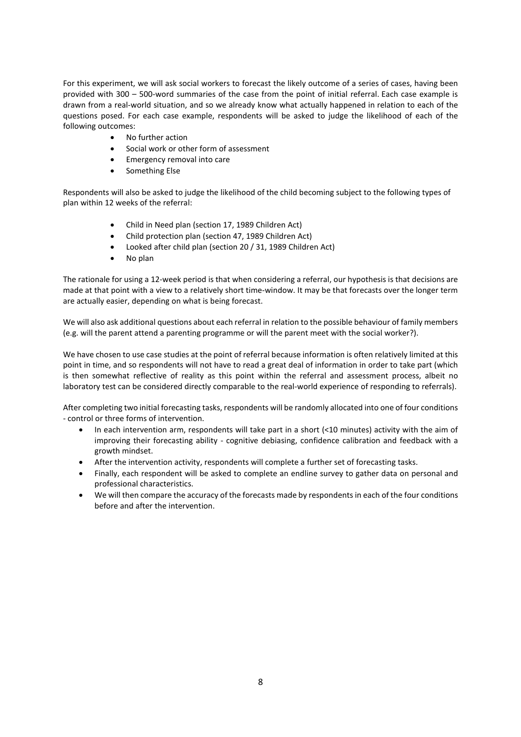For this experiment, we will ask social workers to forecast the likely outcome of a series of cases, having been provided with 300 – 500-word summaries of the case from the point of initial referral. Each case example is drawn from a real-world situation, and so we already know what actually happened in relation to each of the questions posed. For each case example, respondents will be asked to judge the likelihood of each of the following outcomes:

- No further action
- Social work or other form of assessment
- Emergency removal into care
- Something Else

Respondents will also be asked to judge the likelihood of the child becoming subject to the following types of plan within 12 weeks of the referral:

- Child in Need plan (section 17, 1989 Children Act)
- Child protection plan (section 47, 1989 Children Act)
- Looked after child plan (section 20 / 31, 1989 Children Act)
- No plan

The rationale for using a 12-week period is that when considering a referral, our hypothesis is that decisions are made at that point with a view to a relatively short time-window. It may be that forecasts over the longer term are actually easier, depending on what is being forecast.

We will also ask additional questions about each referral in relation to the possible behaviour of family members (e.g. will the parent attend a parenting programme or will the parent meet with the social worker?).

We have chosen to use case studies at the point of referral because information is often relatively limited at this point in time, and so respondents will not have to read a great deal of information in order to take part (which is then somewhat reflective of reality as this point within the referral and assessment process, albeit no laboratory test can be considered directly comparable to the real-world experience of responding to referrals).

After completing two initial forecasting tasks, respondents will be randomly allocated into one of four conditions - control or three forms of intervention.

- In each intervention arm, respondents will take part in a short (<10 minutes) activity with the aim of improving their forecasting ability - cognitive debiasing, confidence calibration and feedback with a growth mindset.
- After the intervention activity, respondents will complete a further set of forecasting tasks.
- Finally, each respondent will be asked to complete an endline survey to gather data on personal and professional characteristics.
- We will then compare the accuracy of the forecasts made by respondents in each of the four conditions before and after the intervention.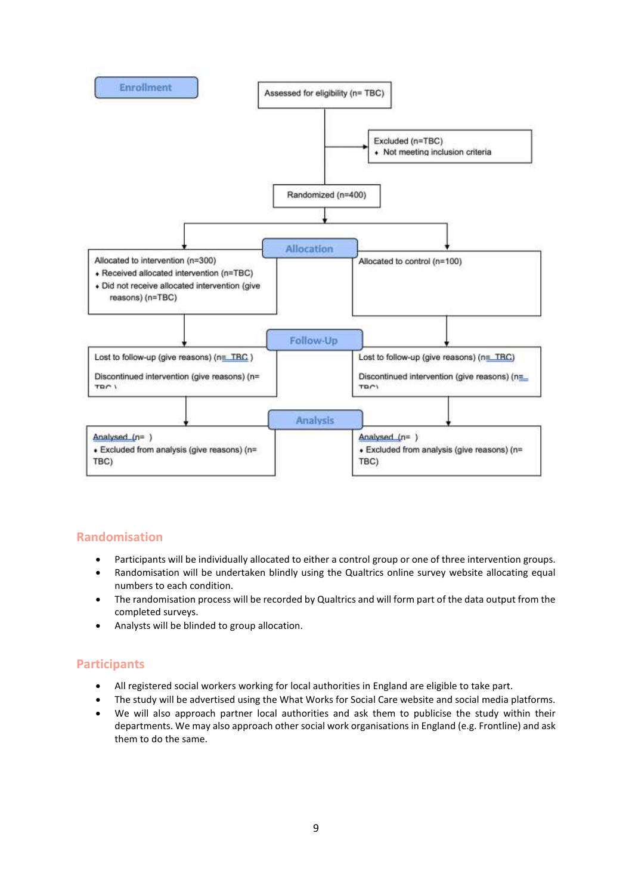Enrollment

Assessed for eligibility (n= TBC)

Excluded (n=TBC)
- Not meeting inclusion criteria

Randomized (n=400)

Allocation

| Allocated to intervention (n=300) | Allocated to control (n=100) |
|---|---|
| - Received allocated intervention (n=TBC) | |
| - Did not receive allocated intervention (give reasons) (n=TBC) | |

Follow-Up

| | |
|---|---|
| Lost to follow-up (give reasons) (n= TBC ) | Lost to follow-up (give reasons) (n= TBC) |
| Discontinued intervention (give reasons) (n= TBC ) | Discontinued intervention (give reasons) (n= TBC) |

Analysis

| | |
|---|---|
| Analysed (n= ) | Analysed (n= ) |
| - Excluded from analysis (give reasons) (n= TBC) | - Excluded from analysis (give reasons) (n= TBC) |

## Randomisation

- Participants will be individually allocated to either a control group or one of three intervention groups.
- Randomisation will be undertaken blindly using the Qualtrics online survey website allocating equal numbers to each condition.
- The randomisation process will be recorded by Qualtrics and will form part of the data output from the completed surveys.
- Analysts will be blinded to group allocation.

## Participants

- All registered social workers working for local authorities in England are eligible to take part.
- The study will be advertised using the What Works for Social Care website and social media platforms.
- We will also approach partner local authorities and ask them to publicise the study within their departments. We may also approach other social work organisations in England (e.g. Frontline) and ask them to do the same.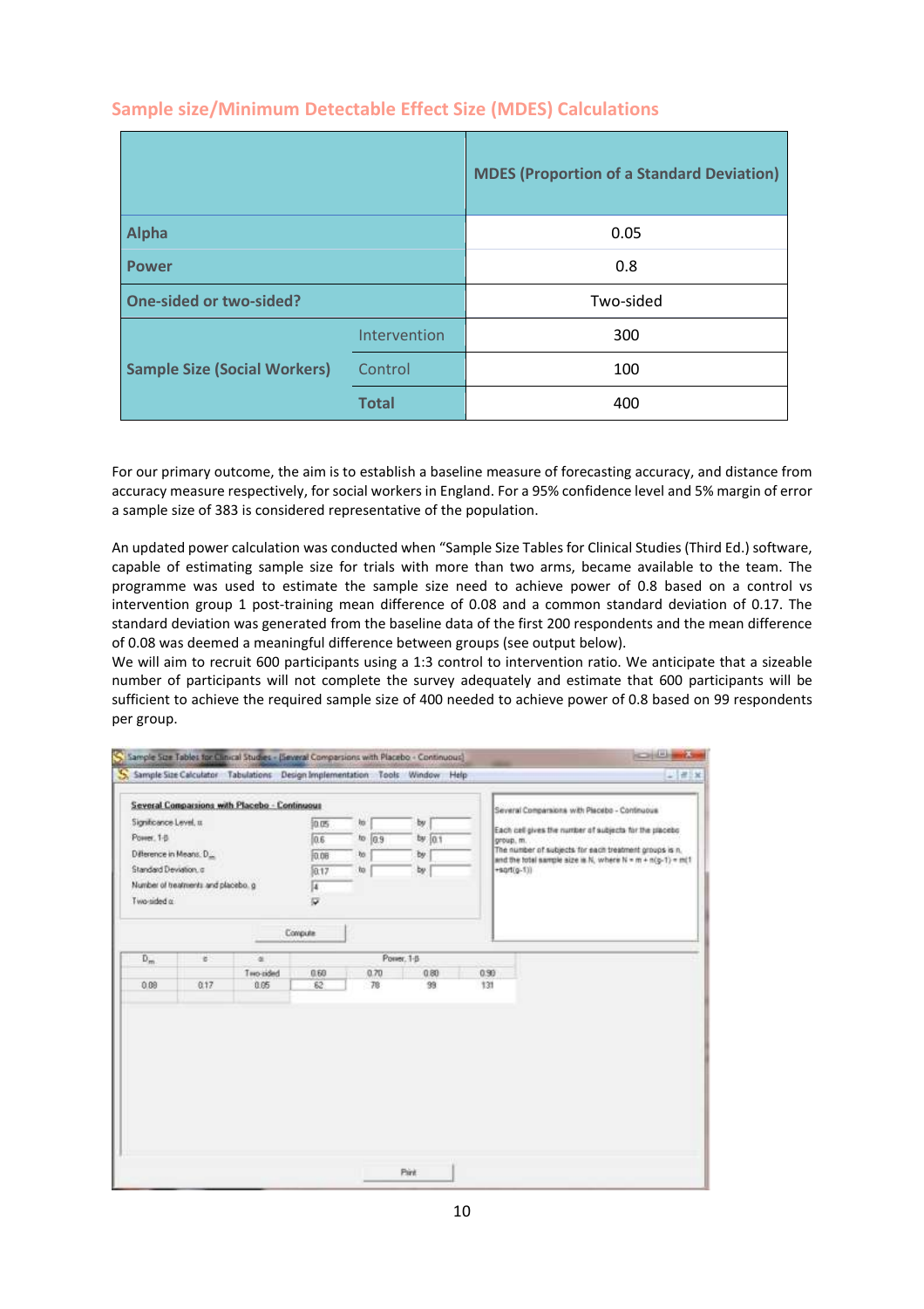## Sample size/Minimum Detectable Effect Size (MDES) Calculations

| | | MDES (Proportion of a Standard Deviation) |
|---|---|---|
| **Alpha** | | 0.05 |
| **Power** | | 0.8 |
| **One-sided or two-sided?** | | Two-sided |
| **Sample Size (Social Workers)** | Intervention | 300 |
| | Control | 100 |
| | **Total** | 400 |

For our primary outcome, the aim is to establish a baseline measure of forecasting accuracy, and distance from accuracy measure respectively, for social workers in England. For a 95% confidence level and 5% margin of error a sample size of 383 is considered representative of the population.

An updated power calculation was conducted when "Sample Size Tables for Clinical Studies (Third Ed.) software, capable of estimating sample size for trials with more than two arms, became available to the team. The programme was used to estimate the sample size need to achieve power of 0.8 based on a control vs intervention group 1 post-training mean difference of 0.08 and a common standard deviation of 0.17. The standard deviation was generated from the baseline data of the first 200 respondents and the mean difference of 0.08 was deemed a meaningful difference between groups (see output below).

We will aim to recruit 600 participants using a 1:3 control to intervention ratio. We anticipate that a sizeable number of participants will not complete the survey adequately and estimate that 600 participants will be sufficient to achieve the required sample size of 400 needed to achieve power of 0.8 based on 99 respondents per group.

Sample Size Tables for Clinical Studies - [Several Comparisons with Placebo - Continuous]

**Several Comparisons with Placebo - Continuous**

| | | | | | |
|---|---|---|---|---|---|
| Significance Level, α | 0.05 | to | | by | |
| Power, 1-β | 0.6 | to | 0.9 | by | 0.1 |
| Difference in Means, $D_m$ | 0.08 | to | | by | |
| Standard Deviation, σ | 0.17 | to | | by | |
| Number of treatments and placebo, g | 4 | | | | |
| Two-sided α | ☑ | | | | |

Several Comparisons with Placebo - Continuous

Each cell gives the number of subjects for the placebo group, m.
The number of subjects for each treatment groups is n, and the total sample size is N, where N = m + n(g-1) = m(1 +sqrt(g-1))

| $D_m$ | σ | α | Power, 1-β | | | |
|---|---|---|---|---|---|---|
| | | Two-sided | 0.60 | 0.70 | 0.80 | 0.90 |
| 0.08 | 0.17 | 0.05 | 62 | 78 | 99 | 131 |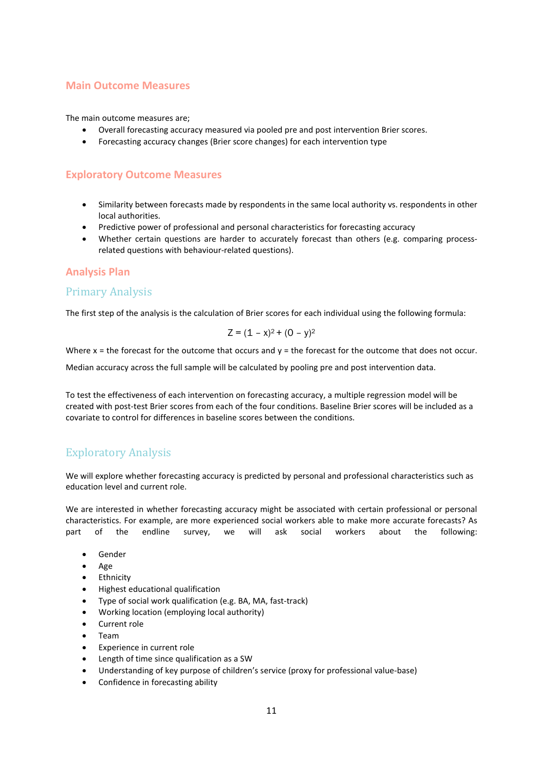## Main Outcome Measures

The main outcome measures are;

- Overall forecasting accuracy measured via pooled pre and post intervention Brier scores.
- Forecasting accuracy changes (Brier score changes) for each intervention type

## Exploratory Outcome Measures

- Similarity between forecasts made by respondents in the same local authority vs. respondents in other local authorities.
- Predictive power of professional and personal characteristics for forecasting accuracy
- Whether certain questions are harder to accurately forecast than others (e.g. comparing process-related questions with behaviour-related questions).

## Analysis Plan

### Primary Analysis

The first step of the analysis is the calculation of Brier scores for each individual using the following formula:

$$Z = (1 - x)^2 + (0 - y)^2$$

Where x = the forecast for the outcome that occurs and y = the forecast for the outcome that does not occur.

Median accuracy across the full sample will be calculated by pooling pre and post intervention data.

To test the effectiveness of each intervention on forecasting accuracy, a multiple regression model will be created with post-test Brier scores from each of the four conditions. Baseline Brier scores will be included as a covariate to control for differences in baseline scores between the conditions.

### Exploratory Analysis

We will explore whether forecasting accuracy is predicted by personal and professional characteristics such as education level and current role.

We are interested in whether forecasting accuracy might be associated with certain professional or personal characteristics. For example, are more experienced social workers able to make more accurate forecasts? As part of the endline survey, we will ask social workers about the following:

- Gender
- Age
- Ethnicity
- Highest educational qualification
- Type of social work qualification (e.g. BA, MA, fast-track)
- Working location (employing local authority)
- Current role
- Team
- Experience in current role
- Length of time since qualification as a SW
- Understanding of key purpose of children's service (proxy for professional value-base)
- Confidence in forecasting ability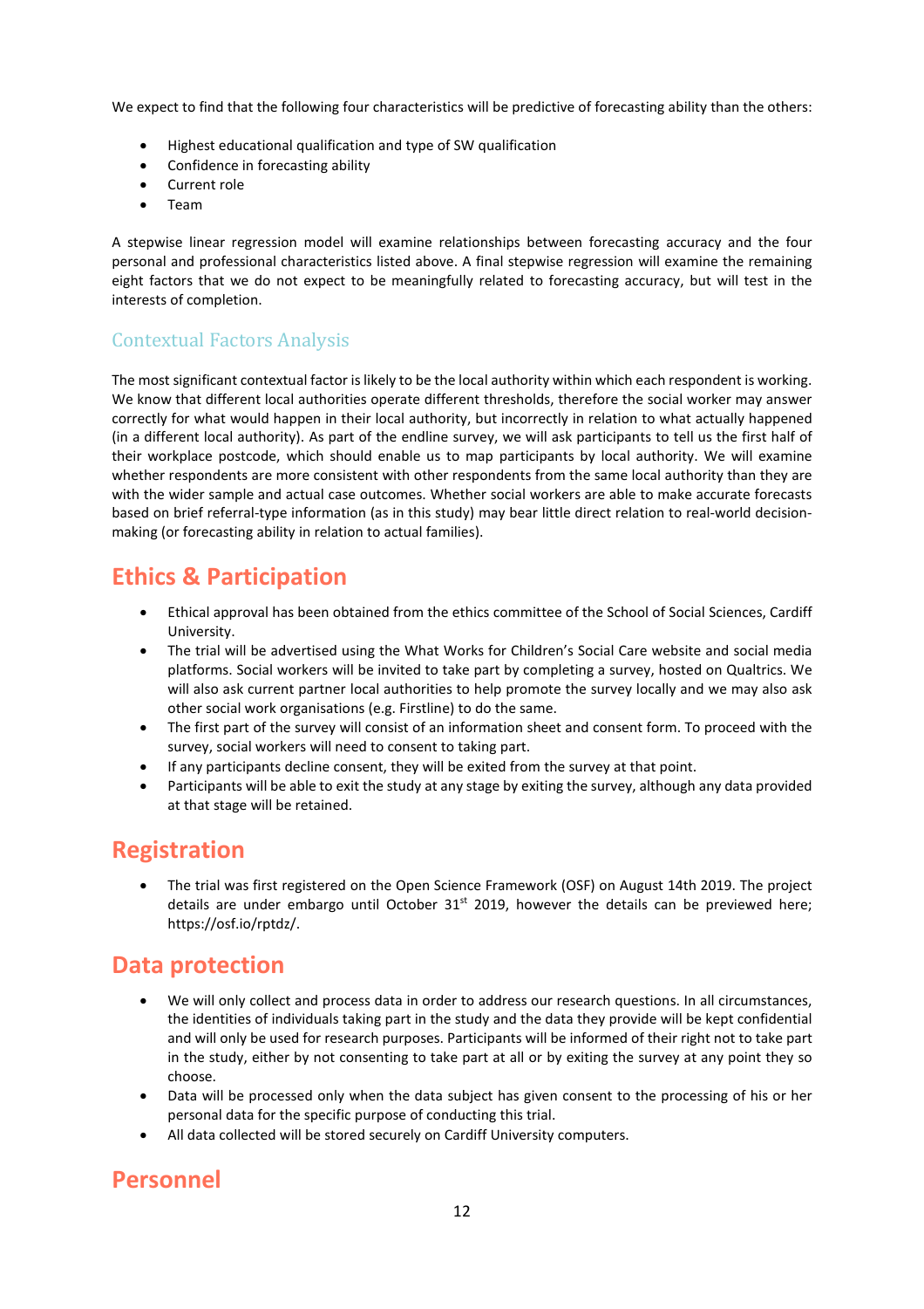We expect to find that the following four characteristics will be predictive of forecasting ability than the others:

- Highest educational qualification and type of SW qualification
- Confidence in forecasting ability
- Current role
- Team

A stepwise linear regression model will examine relationships between forecasting accuracy and the four personal and professional characteristics listed above. A final stepwise regression will examine the remaining eight factors that we do not expect to be meaningfully related to forecasting accuracy, but will test in the interests of completion.

### Contextual Factors Analysis

The most significant contextual factor is likely to be the local authority within which each respondent is working. We know that different local authorities operate different thresholds, therefore the social worker may answer correctly for what would happen in their local authority, but incorrectly in relation to what actually happened (in a different local authority). As part of the endline survey, we will ask participants to tell us the first half of their workplace postcode, which should enable us to map participants by local authority. We will examine whether respondents are more consistent with other respondents from the same local authority than they are with the wider sample and actual case outcomes. Whether social workers are able to make accurate forecasts based on brief referral-type information (as in this study) may bear little direct relation to real-world decision-making (or forecasting ability in relation to actual families).

## Ethics & Participation

- Ethical approval has been obtained from the ethics committee of the School of Social Sciences, Cardiff University.
- The trial will be advertised using the What Works for Children's Social Care website and social media platforms. Social workers will be invited to take part by completing a survey, hosted on Qualtrics. We will also ask current partner local authorities to help promote the survey locally and we may also ask other social work organisations (e.g. Firstline) to do the same.
- The first part of the survey will consist of an information sheet and consent form. To proceed with the survey, social workers will need to consent to taking part.
- If any participants decline consent, they will be exited from the survey at that point.
- Participants will be able to exit the study at any stage by exiting the survey, although any data provided at that stage will be retained.

## Registration

- The trial was first registered on the Open Science Framework (OSF) on August 14th 2019. The project details are under embargo until October 31st 2019, however the details can be previewed here; https://osf.io/rptdz/.

## Data protection

- We will only collect and process data in order to address our research questions. In all circumstances, the identities of individuals taking part in the study and the data they provide will be kept confidential and will only be used for research purposes. Participants will be informed of their right not to take part in the study, either by not consenting to take part at all or by exiting the survey at any point they so choose.
- Data will be processed only when the data subject has given consent to the processing of his or her personal data for the specific purpose of conducting this trial.
- All data collected will be stored securely on Cardiff University computers.

## Personnel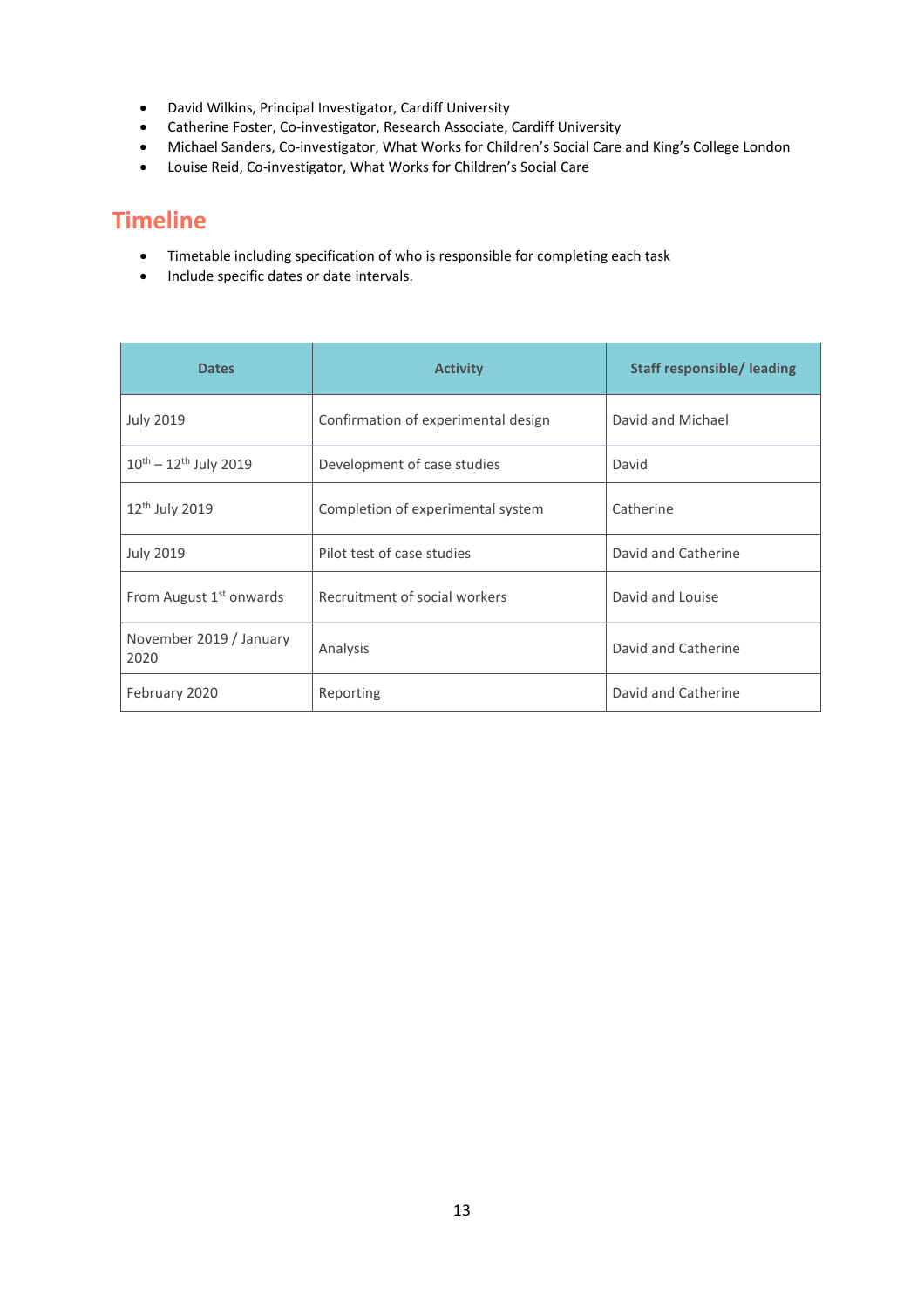- David Wilkins, Principal Investigator, Cardiff University
- Catherine Foster, Co-investigator, Research Associate, Cardiff University
- Michael Sanders, Co-investigator, What Works for Children's Social Care and King's College London
- Louise Reid, Co-investigator, What Works for Children's Social Care

## Timeline

- Timetable including specification of who is responsible for completing each task
- Include specific dates or date intervals.

| Dates | Activity | Staff responsible/ leading |
|---|---|---|
| July 2019 | Confirmation of experimental design | David and Michael |
| 10th – 12th July 2019 | Development of case studies | David |
| 12th July 2019 | Completion of experimental system | Catherine |
| July 2019 | Pilot test of case studies | David and Catherine |
| From August 1st onwards | Recruitment of social workers | David and Louise |
| November 2019 / January 2020 | Analysis | David and Catherine |
| February 2020 | Reporting | David and Catherine |